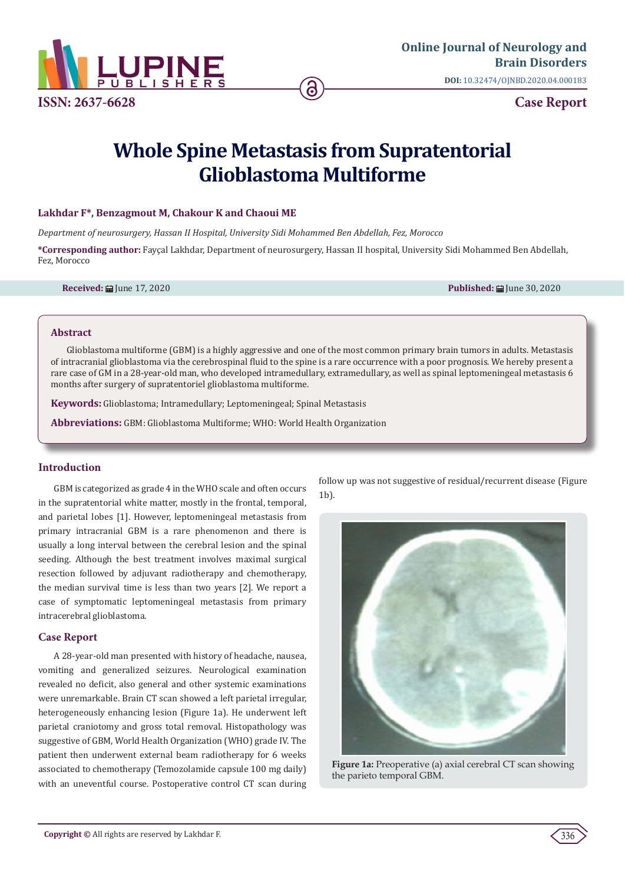# Whole Spine Metastasis from Supratentorial Glioblastoma Multiforme

**Lakhdar F*, Benzagmout M, Chakour K and Chaoui ME**

*Department of neurosurgery, Hassan II Hospital, University Sidi Mohammed Ben Abdellah, Fez, Morocco*

**\*Corresponding author:** Fayçal Lakhdar, Department of neurosurgery, Hassan II hospital, University Sidi Mohammed Ben Abdellah, Fez, Morocco

**Received:** June 17, 2020 **Published:** June 30, 2020

## Abstract

Glioblastoma multiforme (GBM) is a highly aggressive and one of the most common primary brain tumors in adults. Metastasis of intracranial glioblastoma via the cerebrospinal fluid to the spine is a rare occurrence with a poor prognosis. We hereby present a rare case of GM in a 28-year-old man, who developed intramedullary, extramedullary, as well as spinal leptomeningeal metastasis 6 months after surgery of supratentoriel glioblastoma multiforme.

**Keywords:** Glioblastoma; Intramedullary; Leptomeningeal; Spinal Metastasis

**Abbreviations:** GBM: Glioblastoma Multiforme; WHO: World Health Organization

## Introduction

GBM is categorized as grade 4 in the WHO scale and often occurs in the supratentorial white matter, mostly in the frontal, temporal, and parietal lobes [1]. However, leptomeningeal metastasis from primary intracranial GBM is a rare phenomenon and there is usually a long interval between the cerebral lesion and the spinal seeding. Although the best treatment involves maximal surgical resection followed by adjuvant radiotherapy and chemotherapy, the median survival time is less than two years [2]. We report a case of symptomatic leptomeningeal metastasis from primary intracerebral glioblastoma.

## Case Report

A 28-year-old man presented with history of headache, nausea, vomiting and generalized seizures. Neurological examination revealed no deficit, also general and other systemic examinations were unremarkable. Brain CT scan showed a left parietal irregular, heterogeneously enhancing lesion (Figure 1a). He underwent left parietal craniotomy and gross total removal. Histopathology was suggestive of GBM, World Health Organization (WHO) grade IV. The patient then underwent external beam radiotherapy for 6 weeks associated to chemotherapy (Temozolamide capsule 100 mg daily) with an uneventful course. Postoperative control CT scan during follow up was not suggestive of residual/recurrent disease (Figure 1b).

**Figure 1a:** Preoperative (a) axial cerebral CT scan showing the parieto temporal GBM.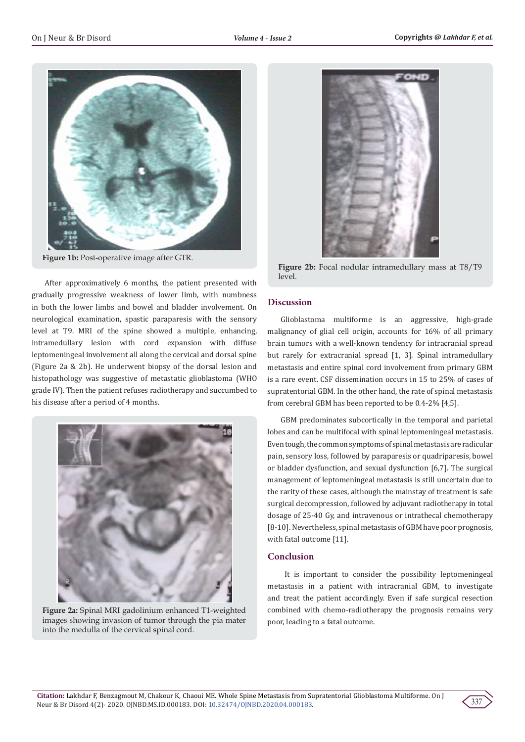Figure 1b: Post-operative image after GTR.

After approximatively 6 months, the patient presented with gradually progressive weakness of lower limb, with numbness in both the lower limbs and bowel and bladder involvement. On neurological examination, spastic paraparesis with the sensory level at T9. MRI of the spine showed a multiple, enhancing, intramedullary lesion with cord expansion with diffuse leptomeningeal involvement all along the cervical and dorsal spine (Figure 2a & 2b). He underwent biopsy of the dorsal lesion and histopathology was suggestive of metastatic glioblastoma (WHO grade IV). Then the patient refuses radiotherapy and succumbed to his disease after a period of 4 months.

**Figure 2a:** Spinal MRI gadolinium enhanced T1-weighted images showing invasion of tumor through the pia mater into the medulla of the cervical spinal cord.

**Figure 2b:** Focal nodular intramedullary mass at T8/T9 level.

## Discussion

Glioblastoma multiforme is an aggressive, high-grade malignancy of glial cell origin, accounts for 16% of all primary brain tumors with a well-known tendency for intracranial spread but rarely for extracranial spread [1, 3]. Spinal intramedullary metastasis and entire spinal cord involvement from primary GBM is a rare event. CSF dissemination occurs in 15 to 25% of cases of supratentorial GBM. In the other hand, the rate of spinal metastasis from cerebral GBM has been reported to be 0.4-2% [4,5].

GBM predominates subcortically in the temporal and parietal lobes and can be multifocal with spinal leptomeningeal metastasis. Even tough, the common symptoms of spinal metastasis are radicular pain, sensory loss, followed by paraparesis or quadriparesis, bowel or bladder dysfunction, and sexual dysfunction [6,7]. The surgical management of leptomeningeal metastasis is still uncertain due to the rarity of these cases, although the mainstay of treatment is safe surgical decompression, followed by adjuvant radiotherapy in total dosage of 25-40 Gy, and intravenous or intrathecal chemotherapy [8-10]. Nevertheless, spinal metastasis of GBM have poor prognosis, with fatal outcome [11].

## Conclusion

It is important to consider the possibility leptomeningeal metastasis in a patient with intracranial GBM, to investigate and treat the patient accordingly. Even if safe surgical resection combined with chemo-radiotherapy the prognosis remains very poor, leading to a fatal outcome.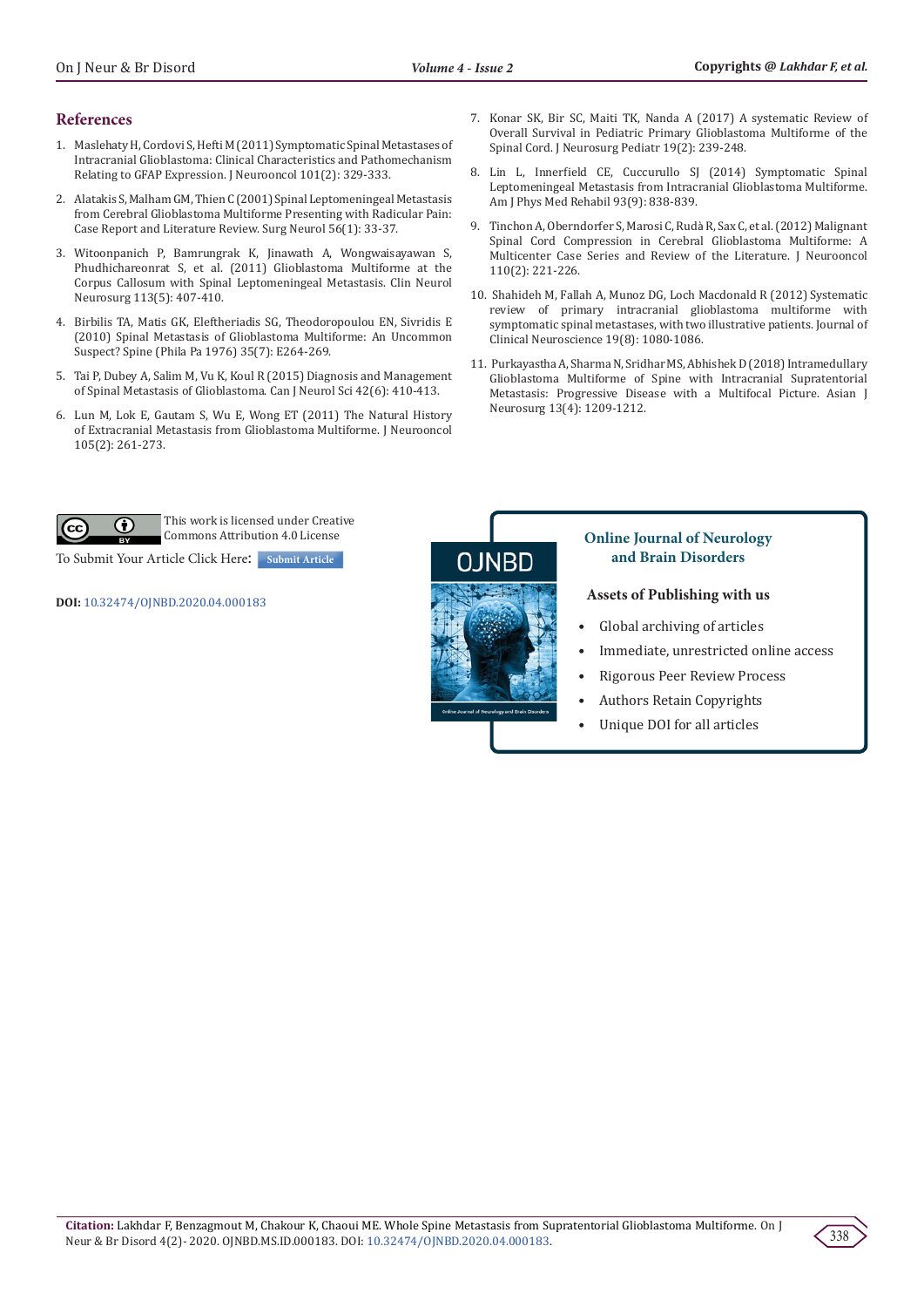## References

1. Maslehaty H, Cordovi S, Hefti M (2011) Symptomatic Spinal Metastases of Intracranial Glioblastoma: Clinical Characteristics and Pathomechanism Relating to GFAP Expression. J Neurooncol 101(2): 329-333.
2. Alatakis S, Malham GM, Thien C (2001) Spinal Leptomeningeal Metastasis from Cerebral Glioblastoma Multiforme Presenting with Radicular Pain: Case Report and Literature Review. Surg Neurol 56(1): 33-37.
3. Witoonpanich P, Bamrungrak K, Jinawath A, Wongwaisayawan S, Phudhichareonrat S, et al. (2011) Glioblastoma Multiforme at the Corpus Callosum with Spinal Leptomeningeal Metastasis. Clin Neurol Neurosurg 113(5): 407-410.
4. Birbilis TA, Matis GK, Eleftheriadis SG, Theodoropoulou EN, Sivridis E (2010) Spinal Metastasis of Glioblastoma Multiforme: An Uncommon Suspect? Spine (Phila Pa 1976) 35(7): E264-269.
5. Tai P, Dubey A, Salim M, Vu K, Koul R (2015) Diagnosis and Management of Spinal Metastasis of Glioblastoma. Can J Neurol Sci 42(6): 410-413.
6. Lun M, Lok E, Gautam S, Wu E, Wong ET (2011) The Natural History of Extracranial Metastasis from Glioblastoma Multiforme. J Neurooncol 105(2): 261-273.
7. Konar SK, Bir SC, Maiti TK, Nanda A (2017) A systematic Review of Overall Survival in Pediatric Primary Glioblastoma Multiforme of the Spinal Cord. J Neurosurg Pediatr 19(2): 239-248.
8. Lin L, Innerfield CE, Cuccurullo SJ (2014) Symptomatic Spinal Leptomeningeal Metastasis from Intracranial Glioblastoma Multiforme. Am J Phys Med Rehabil 93(9): 838-839.
9. Tinchon A, Oberndorfer S, Marosi C, Rudà R, Sax C, et al. (2012) Malignant Spinal Cord Compression in Cerebral Glioblastoma Multiforme: A Multicenter Case Series and Review of the Literature. J Neurooncol 110(2): 221-226.
10. Shahideh M, Fallah A, Munoz DG, Loch Macdonald R (2012) Systematic review of primary intracranial glioblastoma multiforme with symptomatic spinal metastases, with two illustrative patients. Journal of Clinical Neuroscience 19(8): 1080-1086.
11. Purkayastha A, Sharma N, Sridhar MS, Abhishek D (2018) Intramedullary Glioblastoma Multiforme of Spine with Intracranial Supratentorial Metastasis: Progressive Disease with a Multifocal Picture. Asian J Neurosurg 13(4): 1209-1212.

This work is licensed under Creative Commons Attribution 4.0 License

To Submit Your Article Click Here: Submit Article

**DOI:** 10.32474/OJNBD.2020.04.000183

**Online Journal of Neurology and Brain Disorders**

**Assets of Publishing with us**

- Global archiving of articles
- Immediate, unrestricted online access
- Rigorous Peer Review Process
- Authors Retain Copyrights
- Unique DOI for all articles

**Citation:** Lakhdar F, Benzagmout M, Chakour K, Chaoui ME. Whole Spine Metastasis from Supratentorial Glioblastoma Multiforme. On J Neur & Br Disord 4(2)- 2020. OJNBD.MS.ID.000183. DOI: 10.32474/OJNBD.2020.04.000183.